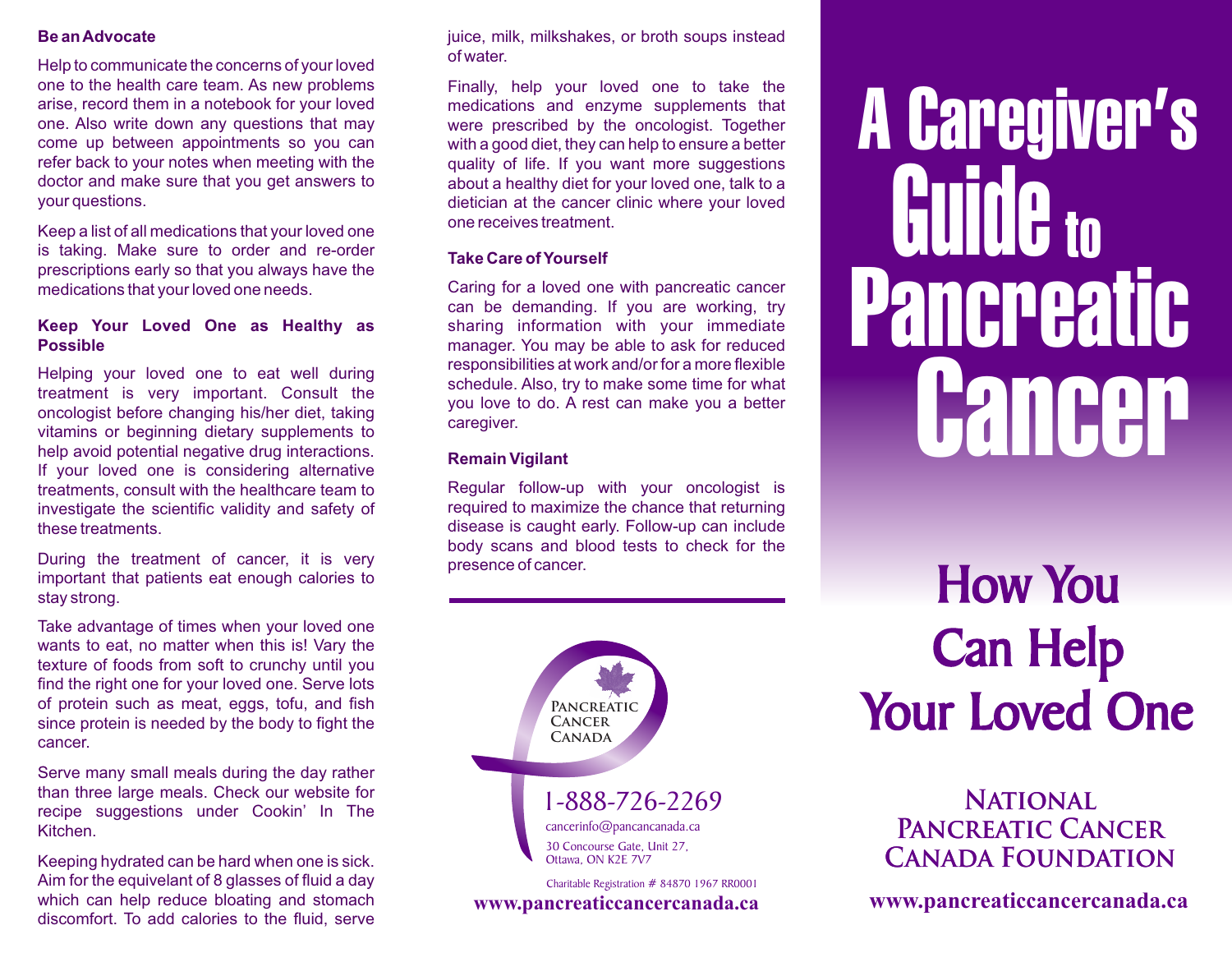### Be an Advocate

Help to communicate the concerns of your loved one to the health care team. As new problems arise, record them in a notebook for your loved one. Also write down any questions that may come up between appointments so you can refer back to your notes when meeting with the doctor and make sure that you get answers to your questions.

Keep a list of all medications that your loved one is taking. Make sure to order and re-order prescriptions early so that you always have the medications that your loved one needs.

### Keep Your Loved One as Healthy as Possible

Helping your loved one to eat well during treatment is very important. Consult the oncologist before changing his/her diet, taking vitamins or beginning dietary supplements to help avoid potential negative drug interactions. If your loved one is considering alternative treatments, consult with the healthcare team to investigate the scientific validity and safety of these treatments.

During the treatment of cancer, it is very important that patients eat enough calories to stay strong.

Take advantage of times when your loved one wants to eat, no matter when this is! Vary the texture of foods from soft to crunchy until you find the right one for your loved one. Serve lots of protein such as meat, eggs, tofu, and fish since protein is needed by the body to fight the cancer.

Serve many small meals during the day rather than three large meals. Check our website for recipe suggestions under Cookin' In The Kitchen.

Keeping hydrated can be hard when one is sick. Aim for the equivelant of 8 glasses of fluid a day which can help reduce bloating and stomach discomfort. To add calories to the fluid, serve juice, milk, milkshakes, or broth soups instead of water.

Finally, help your loved one to take the medications and enzyme supplements that were prescribed by the oncologist. Together with a good diet, they can help to ensure a better quality of life. If you want more suggestions about a healthy diet for your loved one, talk to a dietician at the cancer clinic where your loved one receives treatment.

### Take Care of Yourself

Caring for a loved one with pancreatic cancer can be demanding. If you are working, try sharing information with your immediate manager. You may be able to ask for reduced responsibilities at work and/or for a more flexible schedule. Also, try to make some time for what you love to do. A rest can make you a better caregiver.

### Remain Vigilant

Regular follow-up with your oncologist is required to maximize the chance that returning disease is caught early. Follow-up can include body scans and blood tests to check for the presence of cancer.

---

Pancreatic Cancer Canada

1-888-726-2269

cancerinfo@pancancanada.ca

30 Concourse Gate, Unit 27,
Ottawa, ON K2E 7V7

Charitable Registration # 84870 1967 RR0001

**www.pancreaticcancercanada.ca**

# A Caregiver's Guide to Pancreatic Cancer

## How You Can Help Your Loved One

**National Pancreatic Cancer Canada Foundation**

**www.pancreaticcancercanada.ca**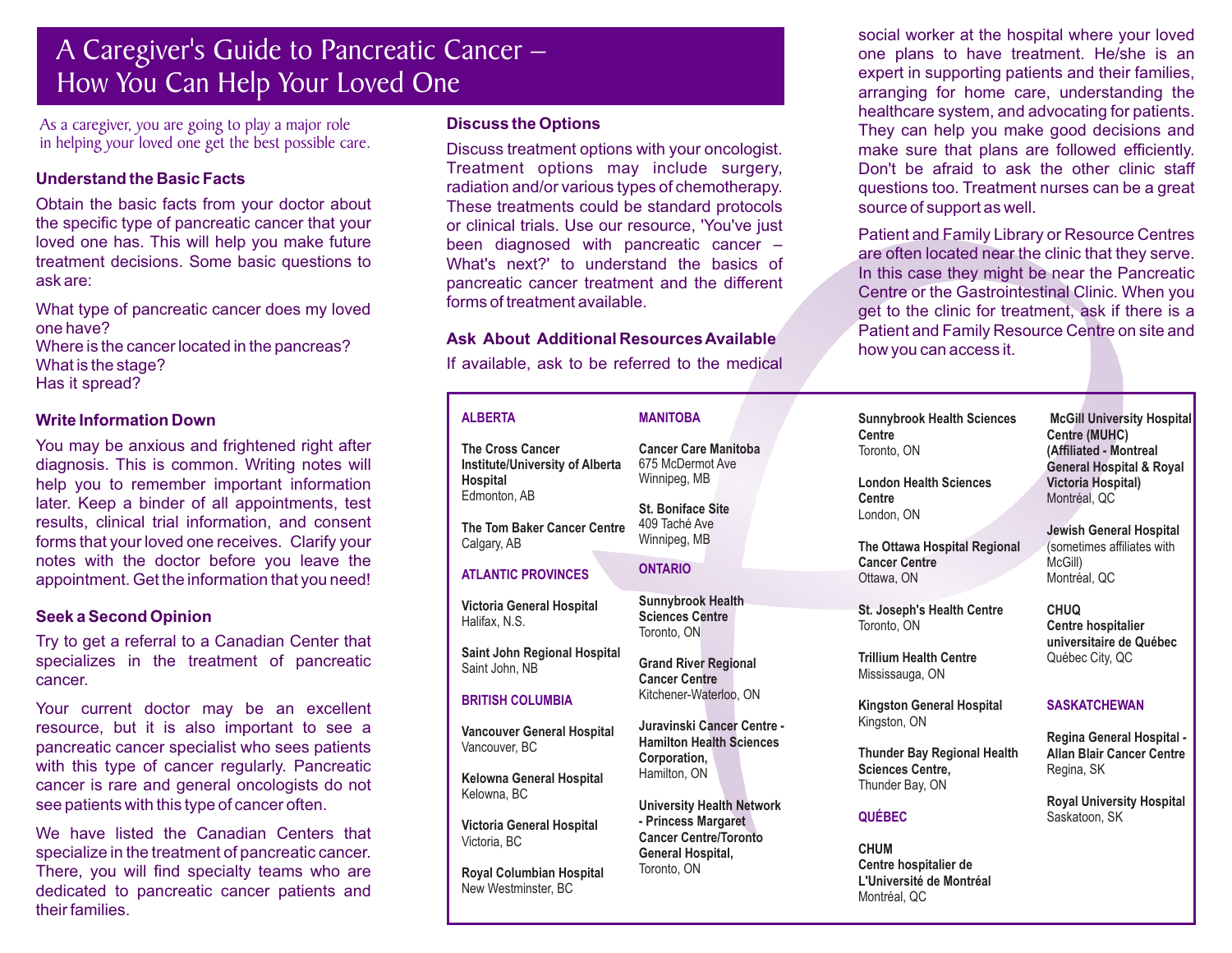# A Caregiver's Guide to Pancreatic Cancer – How You Can Help Your Loved One

*As a caregiver, you are going to play a major role in helping your loved one get the best possible care.*

### Understand the Basic Facts

Obtain the basic facts from your doctor about the specific type of pancreatic cancer that your loved one has. This will help you make future treatment decisions. Some basic questions to ask are:

What type of pancreatic cancer does my loved one have?
Where is the cancer located in the pancreas?
What is the stage?
Has it spread?

### Write Information Down

You may be anxious and frightened right after diagnosis. This is common. Writing notes will help you to remember important information later. Keep a binder of all appointments, test results, clinical trial information, and consent forms that your loved one receives. Clarify your notes with the doctor before you leave the appointment. Get the information that you need!

### Seek a Second Opinion

Try to get a referral to a Canadian Center that specializes in the treatment of pancreatic cancer.

Your current doctor may be an excellent resource, but it is also important to see a pancreatic cancer specialist who sees patients with this type of cancer regularly. Pancreatic cancer is rare and general oncologists do not see patients with this type of cancer often.

We have listed the Canadian Centers that specialize in the treatment of pancreatic cancer. There, you will find specialty teams who are dedicated to pancreatic cancer patients and their families.

### Discuss the Options

Discuss treatment options with your oncologist. Treatment options may include surgery, radiation and/or various types of chemotherapy. These treatments could be standard protocols or clinical trials. Use our resource, 'You've just been diagnosed with pancreatic cancer – What's next?' to understand the basics of pancreatic cancer treatment and the different forms of treatment available.

### Ask About Additional Resources Available

If available, ask to be referred to the medical social worker at the hospital where your loved one plans to have treatment. He/she is an expert in supporting patients and their families, arranging for home care, understanding the healthcare system, and advocating for patients. They can help you make good decisions and make sure that plans are followed efficiently. Don't be afraid to ask the other clinic staff questions too. Treatment nurses can be a great source of support as well.

Patient and Family Library or Resource Centres are often located near the clinic that they serve. In this case they might be near the Pancreatic Centre or the Gastrointestinal Clinic. When you get to the clinic for treatment, ask if there is a Patient and Family Resource Centre on site and how you can access it.

#### ALBERTA

**The Cross Cancer Institute/University of Alberta Hospital**
Edmonton, AB

**The Tom Baker Cancer Centre**
Calgary, AB

#### ATLANTIC PROVINCES

**Victoria General Hospital**
Halifax, N.S.

**Saint John Regional Hospital**
Saint John, NB

#### BRITISH COLUMBIA

**Vancouver General Hospital**
Vancouver, BC

**Kelowna General Hospital**
Kelowna, BC

**Victoria General Hospital**
Victoria, BC

**Royal Columbian Hospital**
New Westminster, BC

#### MANITOBA

**Cancer Care Manitoba**
675 McDermot Ave
Winnipeg, MB

**St. Boniface Site**
409 Taché Ave
Winnipeg, MB

#### ONTARIO

**Sunnybrook Health Sciences Centre**
Toronto, ON

**Grand River Regional Cancer Centre**
Kitchener-Waterloo, ON

**Juravinski Cancer Centre - Hamilton Health Sciences Corporation,**
Hamilton, ON

**University Health Network - Princess Margaret Cancer Centre/Toronto General Hospital,**
Toronto, ON

**Sunnybrook Health Sciences Centre**
Toronto, ON

**London Health Sciences Centre**
London, ON

**The Ottawa Hospital Regional Cancer Centre**
Ottawa, ON

**St. Joseph's Health Centre**
Toronto, ON

**Trillium Health Centre**
Mississauga, ON

**Kingston General Hospital**
Kingston, ON

**Thunder Bay Regional Health Sciences Centre,**
Thunder Bay, ON

#### QUÉBEC

**CHUM**
**Centre hospitalier de L'Université de Montréal**
Montréal, QC

**McGill University Hospital Centre (MUHC) (Affiliated - Montreal General Hospital & Royal Victoria Hospital)**
Montréal, QC

**Jewish General Hospital**
(sometimes affiliates with McGill)
Montréal, QC

**CHUQ**
**Centre hospitalier universitaire de Québec**
Québec City, QC

#### SASKATCHEWAN

**Regina General Hospital - Allan Blair Cancer Centre**
Regina, SK

**Royal University Hospital**
Saskatoon, SK